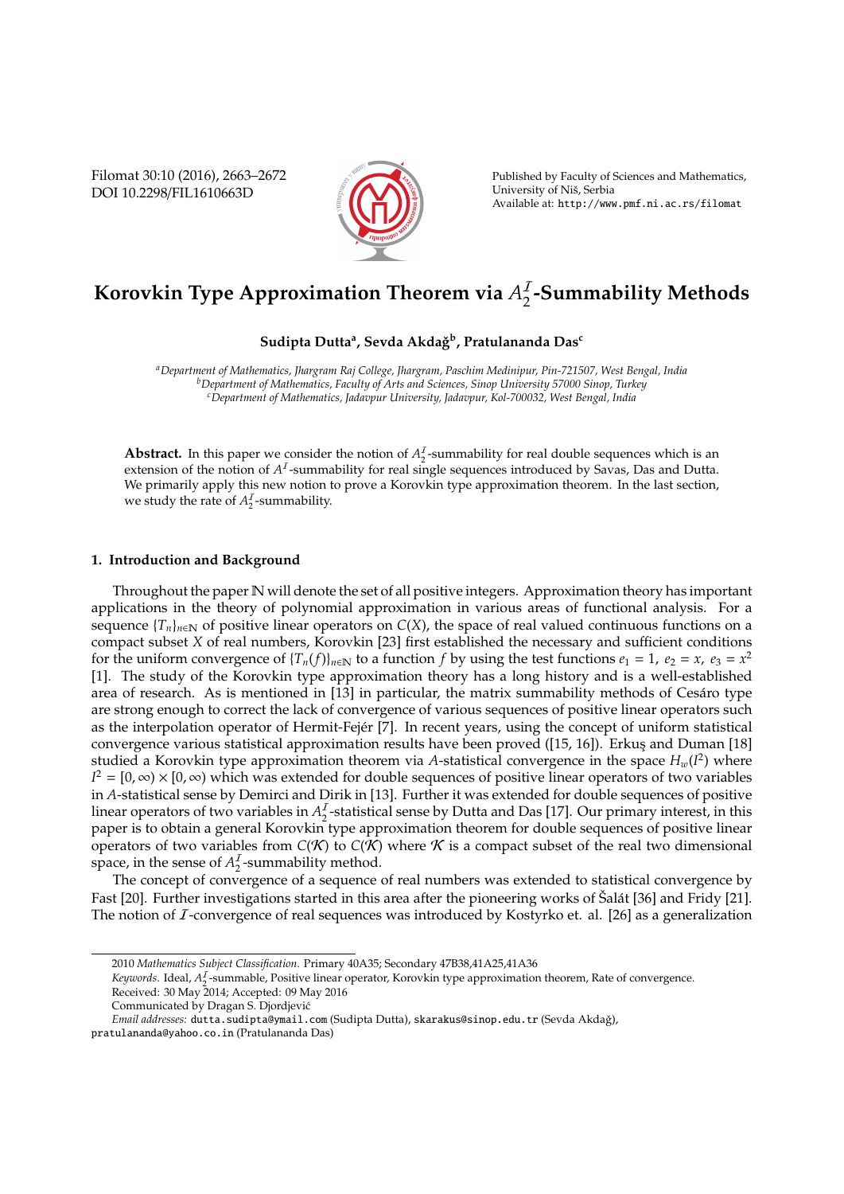# Korovkin Type Approximation Theorem via $A_2^{\mathcal{I}}$-Summability Methods

**Sudipta Dutta[a], Sevda Akdağ[b], Pratulananda Das[c]**

[a] *Department of Mathematics, Jhargram Raj College, Jhargram, Paschim Medinipur, Pin-721507, West Bengal, India*
[b] *Department of Mathematics, Faculty of Arts and Sciences, Sinop University 57000 Sinop, Turkey*
[c] *Department of Mathematics, Jadavpur University, Jadavpur, Kol-700032, West Bengal, India*

**Abstract.** In this paper we consider the notion of $A_2^{\mathcal{I}}$-summability for real double sequences which is an extension of the notion of $A^{\mathcal{I}}$-summability for real single sequences introduced by Savas, Das and Dutta. We primarily apply this new notion to prove a Korovkin type approximation theorem. In the last section, we study the rate of $A_2^{\mathcal{I}}$-summability.

## 1. Introduction and Background

Throughout the paper $\mathbb{N}$ will denote the set of all positive integers. Approximation theory has important applications in the theory of polynomial approximation in various areas of functional analysis. For a sequence $\{T_n\}_{n\in\mathbb{N}}$ of positive linear operators on $C(X)$, the space of real valued continuous functions on a compact subset $X$ of real numbers, Korovkin [23] first established the necessary and sufficient conditions for the uniform convergence of $\{T_n(f)\}_{n\in\mathbb{N}}$ to a function $f$ by using the test functions $e_1 = 1$, $e_2 = x$, $e_3 = x^2$ [1]. The study of the Korovkin type approximation theory has a long history and is a well-established area of research. As is mentioned in [13] in particular, the matrix summability methods of Cesáro type are strong enough to correct the lack of convergence of various sequences of positive linear operators such as the interpolation operator of Hermit-Fejér [7]. In recent years, using the concept of uniform statistical convergence various statistical approximation results have been proved ([15, 16]). Erkuş and Duman [18] studied a Korovkin type approximation theorem via $A$-statistical convergence in the space $H_w(I^2)$ where $I^2 = [0, \infty) \times [0, \infty)$ which was extended for double sequences of positive linear operators of two variables in $A$-statistical sense by Demirci and Dirik in [13]. Further it was extended for double sequences of positive linear operators of two variables in $A_2^{\mathcal{I}}$-statistical sense by Dutta and Das [17]. Our primary interest, in this paper is to obtain a general Korovkin type approximation theorem for double sequences of positive linear operators of two variables from $C(\mathcal{K})$ to $C(\mathcal{K})$ where $\mathcal{K}$ is a compact subset of the real two dimensional space, in the sense of $A_2^{\mathcal{I}}$-summability method.

The concept of convergence of a sequence of real numbers was extended to statistical convergence by Fast [20]. Further investigations started in this area after the pioneering works of Šalát [36] and Fridy [21]. The notion of $\mathcal{I}$-convergence of real sequences was introduced by Kostyrko et. al. [26] as a generalization

---

2010 *Mathematics Subject Classification*. Primary 40A35; Secondary 47B38,41A25,41A36

*Keywords*. Ideal, $A_2^{\mathcal{I}}$-summable, Positive linear operator, Korovkin type approximation theorem, Rate of convergence.

Received: 30 May 2014; Accepted: 09 May 2016

Communicated by Dragan S. Djordjević

*Email addresses:* dutta.sudipta@ymail.com (Sudipta Dutta), skarakus@sinop.edu.tr (Sevda Akdağ), pratulananda@yahoo.co.in (Pratulananda Das)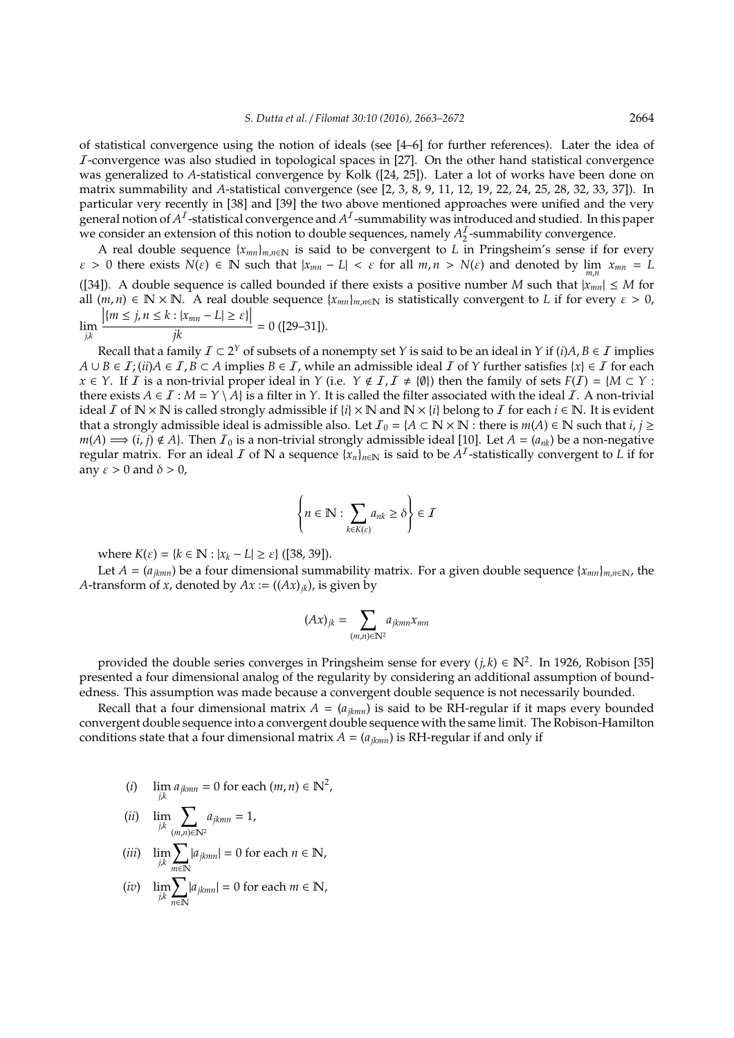of statistical convergence using the notion of ideals (see [4–6] for further references). Later the idea of $\mathcal{I}$-convergence was also studied in topological spaces in [27]. On the other hand statistical convergence was generalized to $A$-statistical convergence by Kolk ([24, 25]). Later a lot of works have been done on matrix summability and $A$-statistical convergence (see [2, 3, 8, 9, 11, 12, 19, 22, 24, 25, 28, 32, 33, 37]). In particular very recently in [38] and [39] the two above mentioned approaches were unified and the very general notion of $A^{\mathcal{I}}$-statistical convergence and $A^{\mathcal{I}}$-summability was introduced and studied. In this paper we consider an extension of this notion to double sequences, namely $A_2^{\mathcal{I}}$-summability convergence.

A real double sequence $\{x_{mn}\}_{m,n\in\mathbb{N}}$ is said to be convergent to $L$ in Pringsheim's sense if for every $\varepsilon > 0$ there exists $N(\varepsilon) \in \mathbb{N}$ such that $|x_{mn} - L| < \varepsilon$ for all $m, n > N(\varepsilon)$ and denoted by $\lim\limits_{m,n} x_{mn} = L$ ([34]). A double sequence is called bounded if there exists a positive number $M$ such that $|x_{mn}| \leq M$ for all $(m, n) \in \mathbb{N} \times \mathbb{N}$. A real double sequence $\{x_{mn}\}_{m,n\in\mathbb{N}}$ is statistically convergent to $L$ if for every $\varepsilon > 0$, $\lim\limits_{j,k} \dfrac{\left|\{m \leq j, n \leq k : |x_{mn} - L| \geq \varepsilon\}\right|}{jk} = 0$ ([29–31]).

Recall that a family $\mathcal{I} \subset 2^Y$ of subsets of a nonempty set $Y$ is said to be an ideal in $Y$ if $(i) A, B \in \mathcal{I}$ implies $A \cup B \in \mathcal{I}$; $(ii) A \in \mathcal{I}, B \subset A$ implies $B \in \mathcal{I}$, while an admissible ideal $\mathcal{I}$ of $Y$ further satisfies $\{x\} \in \mathcal{I}$ for each $x \in Y$. If $\mathcal{I}$ is a non-trivial proper ideal in $Y$ (i.e. $Y \notin \mathcal{I}, \mathcal{I} \neq \{\emptyset\}$) then the family of sets $F(\mathcal{I}) = \{M \subset Y :$ there exists $A \in \mathcal{I} : M = Y \setminus A\}$ is a filter in $Y$. It is called the filter associated with the ideal $\mathcal{I}$. A non-trivial ideal $\mathcal{I}$ of $\mathbb{N} \times \mathbb{N}$ is called strongly admissible if $\{i\} \times \mathbb{N}$ and $\mathbb{N} \times \{i\}$ belong to $\mathcal{I}$ for each $i \in \mathbb{N}$. It is evident that a strongly admissible ideal is admissible also. Let $\mathcal{I}_0 = \{A \subset \mathbb{N} \times \mathbb{N} :$ there is $m(A) \in \mathbb{N}$ such that $i, j \geq m(A) \Longrightarrow (i, j) \notin A\}$. Then $\mathcal{I}_0$ is a non-trivial strongly admissible ideal [10]. Let $A = (a_{nk})$ be a non-negative regular matrix. For an ideal $\mathcal{I}$ of $\mathbb{N}$ a sequence $\{x_n\}_{n\in\mathbb{N}}$ is said to be $A^{\mathcal{I}}$-statistically convergent to $L$ if for any $\varepsilon > 0$ and $\delta > 0$,

$$\left\{ n \in \mathbb{N} : \sum_{k \in K(\varepsilon)} a_{nk} \geq \delta \right\} \in \mathcal{I}$$

where $K(\varepsilon) = \{k \in \mathbb{N} : |x_k - L| \geq \varepsilon\}$ ([38, 39]).

Let $A = (a_{jkmn})$ be a four dimensional summability matrix. For a given double sequence $\{x_{mn}\}_{m,n\in\mathbb{N}}$, the $A$-transform of $x$, denoted by $Ax := ((Ax)_{jk})$, is given by

$$(Ax)_{jk} = \sum_{(m,n)\in\mathbb{N}^2} a_{jkmn} x_{mn}$$

provided the double series converges in Pringsheim sense for every $(j, k) \in \mathbb{N}^2$. In 1926, Robison [35] presented a four dimensional analog of the regularity by considering an additional assumption of boundedness. This assumption was made because a convergent double sequence is not necessarily bounded.

Recall that a four dimensional matrix $A = (a_{jkmn})$ is said to be RH-regular if it maps every bounded convergent double sequence into a convergent double sequence with the same limit. The Robison-Hamilton conditions state that a four dimensional matrix $A = (a_{jkmn})$ is RH-regular if and only if

$(i)$ $\lim\limits_{j,k} a_{jkmn} = 0$ for each $(m, n) \in \mathbb{N}^2$,

$(ii)$ $\lim\limits_{j,k} \sum\limits_{(m,n)\in\mathbb{N}^2} a_{jkmn} = 1$,

$(iii)$ $\lim\limits_{j,k} \sum\limits_{m\in\mathbb{N}} |a_{jkmn}| = 0$ for each $n \in \mathbb{N}$,

$(iv)$ $\lim\limits_{j,k} \sum\limits_{n\in\mathbb{N}} |a_{jkmn}| = 0$ for each $m \in \mathbb{N}$,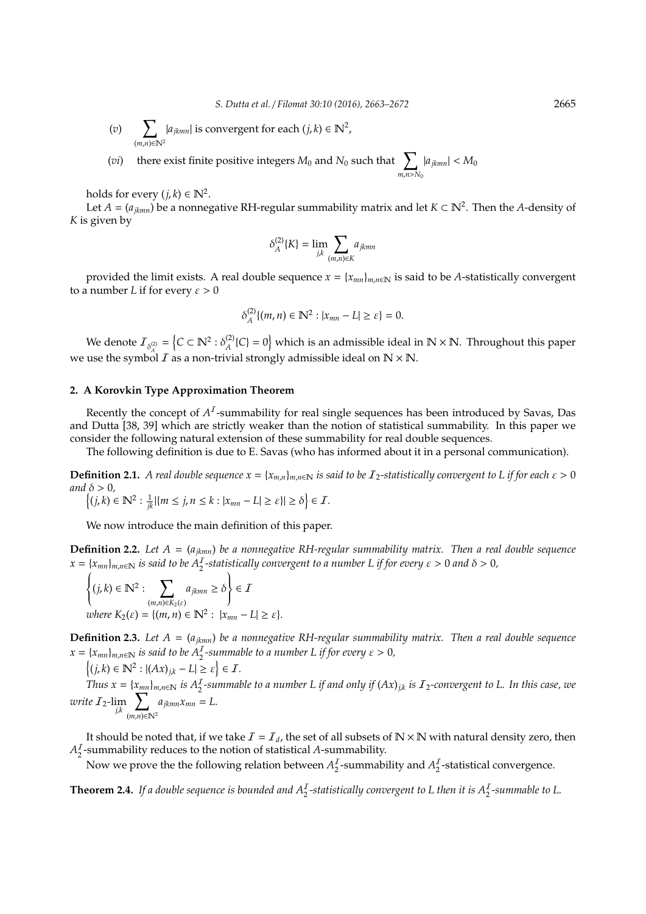$(v)$ $\quad \sum_{(m,n)\in\mathbb{N}^2} |a_{jkmn}|$ is convergent for each $(j,k) \in \mathbb{N}^2$,

$(vi)$ $\quad$ there exist finite positive integers $M_0$ and $N_0$ such that $\sum_{m,n>N_0} |a_{jkmn}| < M_0$

holds for every $(j,k) \in \mathbb{N}^2$.

Let $A = (a_{jkmn})$ be a nonnegative RH-regular summability matrix and let $K \subset \mathbb{N}^2$. Then the $A$-density of $K$ is given by

$$\delta_A^{(2)}\{K\} = \lim_{j,k} \sum_{(m,n)\in K} a_{jkmn}$$

provided the limit exists. A real double sequence $x = \{x_{mn}\}_{m,n\in\mathbb{N}}$ is said to be $A$-statistically convergent to a number $L$ if for every $\varepsilon > 0$

$$\delta_A^{(2)}\{(m,n) \in \mathbb{N}^2 : |x_{mn} - L| \geq \varepsilon\} = 0.$$

We denote $\mathcal{I}_{\delta_A^{(2)}} = \left\{C \subset \mathbb{N}^2 : \delta_A^{(2)}\{C\} = 0\right\}$ which is an admissible ideal in $\mathbb{N} \times \mathbb{N}$. Throughout this paper we use the symbol $\mathcal{I}$ as a non-trivial strongly admissible ideal on $\mathbb{N} \times \mathbb{N}$.

## 2. A Korovkin Type Approximation Theorem

Recently the concept of $A^{\mathcal{I}}$-summability for real single sequences has been introduced by Savas, Das and Dutta [38, 39] which are strictly weaker than the notion of statistical summability. In this paper we consider the following natural extension of these summability for real double sequences.

The following definition is due to E. Savas (who has informed about it in a personal communication).

**Definition 2.1.** *A real double sequence $x = \{x_{m,n}\}_{m,n\in\mathbb{N}}$ is said to be $\mathcal{I}_2$-statistically convergent to $L$ if for each $\varepsilon > 0$ and $\delta > 0$,*
$\left\{(j,k) \in \mathbb{N}^2 : \frac{1}{jk}|\{m \leq j, n \leq k : |x_{mn} - L| \geq \varepsilon\}| \geq \delta\right\} \in \mathcal{I}$.

We now introduce the main definition of this paper.

**Definition 2.2.** *Let $A = (a_{jkmn})$ be a nonnegative RH-regular summability matrix. Then a real double sequence $x = \{x_{mn}\}_{m,n\in\mathbb{N}}$ is said to be $A_2^{\mathcal{I}}$-statistically convergent to a number $L$ if for every $\varepsilon > 0$ and $\delta > 0$,*

$$\left\{(j,k) \in \mathbb{N}^2 : \sum_{(m,n)\in K_2(\varepsilon)} a_{jkmn} \geq \delta\right\} \in \mathcal{I}$$

*where $K_2(\varepsilon) = \{(m,n) \in \mathbb{N}^2 : |x_{mn} - L| \geq \varepsilon\}$.*

**Definition 2.3.** *Let $A = (a_{jkmn})$ be a nonnegative RH-regular summability matrix. Then a real double sequence $x = \{x_{mn}\}_{m,n\in\mathbb{N}}$ is said to be $A_2^{\mathcal{I}}$-summable to a number $L$ if for every $\varepsilon > 0$,*
$\left\{(j,k) \in \mathbb{N}^2 : |(Ax)_{jk} - L| \geq \varepsilon\right\} \in \mathcal{I}$.

*Thus $x = \{x_{mn}\}_{m,n\in\mathbb{N}}$ is $A_2^{\mathcal{I}}$-summable to a number $L$ if and only if $(Ax)_{jk}$ is $\mathcal{I}_2$-convergent to $L$. In this case, we write $\mathcal{I}_2\text{-}\lim_{j,k} \sum_{(m,n)\in\mathbb{N}^2} a_{jkmn}x_{mn} = L$.*

It should be noted that, if we take $\mathcal{I} = \mathcal{I}_d$, the set of all subsets of $\mathbb{N} \times \mathbb{N}$ with natural density zero, then $A_2^{\mathcal{I}}$-summability reduces to the notion of statistical $A$-summability.

Now we prove the the following relation between $A_2^{\mathcal{I}}$-summability and $A_2^{\mathcal{I}}$-statistical convergence.

**Theorem 2.4.** *If a double sequence is bounded and $A_2^{\mathcal{I}}$-statistically convergent to $L$ then it is $A_2^{\mathcal{I}}$-summable to $L$.*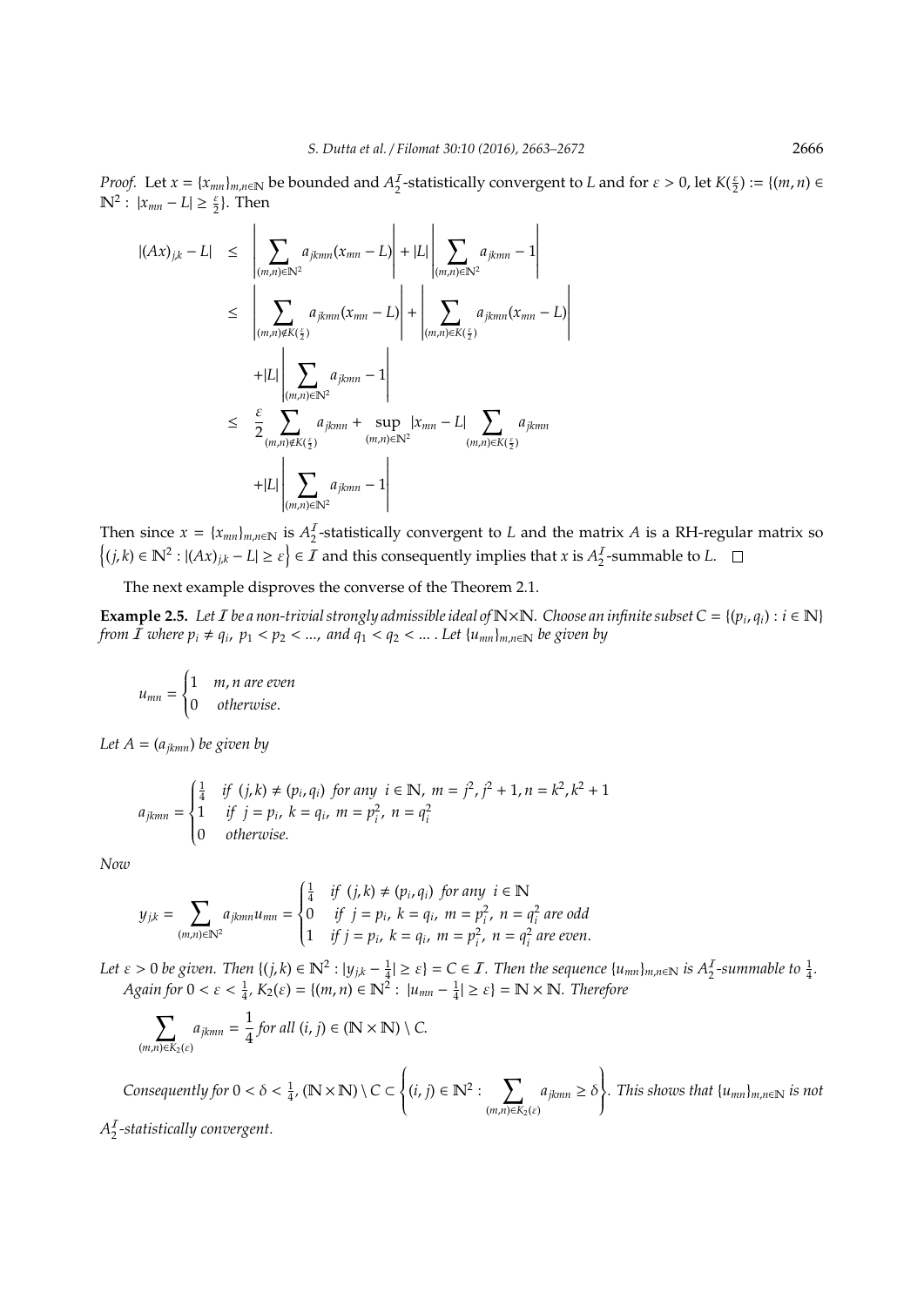*Proof.* Let $x = \{x_{mn}\}_{m,n\in\mathbb{N}}$ be bounded and $A_2^{\mathcal{I}}$-statistically convergent to $L$ and for $\varepsilon > 0$, let $K(\frac{\varepsilon}{2}) := \{(m,n) \in \mathbb{N}^2 : |x_{mn} - L| \geq \frac{\varepsilon}{2}\}$. Then

$$
\begin{aligned}
|(Ax)_{j,k} - L| &\leq \left| \sum_{(m,n)\in\mathbb{N}^2} a_{jkmn}(x_{mn} - L) \right| + |L| \left| \sum_{(m,n)\in\mathbb{N}^2} a_{jkmn} - 1 \right| \\
&\leq \left| \sum_{(m,n)\notin K(\frac{\varepsilon}{2})} a_{jkmn}(x_{mn} - L) \right| + \left| \sum_{(m,n)\in K(\frac{\varepsilon}{2})} a_{jkmn}(x_{mn} - L) \right| \\
&\quad + |L| \left| \sum_{(m,n)\in\mathbb{N}^2} a_{jkmn} - 1 \right| \\
&\leq \frac{\varepsilon}{2} \sum_{(m,n)\notin K(\frac{\varepsilon}{2})} a_{jkmn} + \sup_{(m,n)\in\mathbb{N}^2} |x_{mn} - L| \sum_{(m,n)\in K(\frac{\varepsilon}{2})} a_{jkmn} \\
&\quad + |L| \left| \sum_{(m,n)\in\mathbb{N}^2} a_{jkmn} - 1 \right|
\end{aligned}
$$

Then since $x = \{x_{mn}\}_{m,n\in\mathbb{N}}$ is $A_2^{\mathcal{I}}$-statistically convergent to $L$ and the matrix $A$ is a RH-regular matrix so $\left\{(j,k) \in \mathbb{N}^2 : |(Ax)_{j,k} - L| \geq \varepsilon\right\} \in \mathcal{I}$ and this consequently implies that $x$ is $A_2^{\mathcal{I}}$-summable to $L$. $\square$

The next example disproves the converse of the Theorem 2.1.

**Example 2.5.** *Let $\mathcal{I}$ be a non-trivial strongly admissible ideal of $\mathbb{N}\times\mathbb{N}$. Choose an infinite subset $C = \{(p_i, q_i) : i \in \mathbb{N}\}$ from $\mathcal{I}$ where $p_i \neq q_i$, $p_1 < p_2 < \ldots$, and $q_1 < q_2 < \ldots$ . Let $\{u_{mn}\}_{m,n\in\mathbb{N}}$ be given by*

$$
u_{mn} = \begin{cases} 1 & m, n \text{ are even} \\ 0 & \text{otherwise.} \end{cases}
$$

*Let $A = (a_{jkmn})$ be given by*

$$
a_{jkmn} = \begin{cases} \frac{1}{4} & \text{if } (j,k) \neq (p_i, q_i) \text{ for any } i \in \mathbb{N},\ m = j^2, j^2+1, n = k^2, k^2+1 \\ 1 & \text{if } j = p_i,\ k = q_i,\ m = p_i^2,\ n = q_i^2 \\ 0 & \text{otherwise.} \end{cases}
$$

*Now*

$$
y_{j,k} = \sum_{(m,n)\in\mathbb{N}^2} a_{jkmn} u_{mn} = \begin{cases} \frac{1}{4} & \text{if } (j,k) \neq (p_i, q_i) \text{ for any } i \in \mathbb{N} \\ 0 & \text{if } j = p_i,\ k = q_i,\ m = p_i^2,\ n = q_i^2 \text{ are odd} \\ 1 & \text{if } j = p_i,\ k = q_i,\ m = p_i^2,\ n = q_i^2 \text{ are even.} \end{cases}
$$

*Let $\varepsilon > 0$ be given. Then $\{(j,k) \in \mathbb{N}^2 : |y_{j,k} - \frac{1}{4}| \geq \varepsilon\} = C \in \mathcal{I}$. Then the sequence $\{u_{mn}\}_{m,n\in\mathbb{N}}$ is $A_2^{\mathcal{I}}$-summable to $\frac{1}{4}$.*
*Again for $0 < \varepsilon < \frac{1}{4}$, $K_2(\varepsilon) = \{(m,n) \in \mathbb{N}^2 : |u_{mn} - \frac{1}{4}| \geq \varepsilon\} = \mathbb{N}\times\mathbb{N}$. Therefore*

$$
\sum_{(m,n)\in K_2(\varepsilon)} a_{jkmn} = \frac{1}{4} \text{ for all } (i,j) \in (\mathbb{N}\times\mathbb{N}) \setminus C.
$$

*Consequently for $0 < \delta < \frac{1}{4}$, $(\mathbb{N}\times\mathbb{N}) \setminus C \subset \left\{(i,j) \in \mathbb{N}^2 : \sum_{(m,n)\in K_2(\varepsilon)} a_{jkmn} \geq \delta\right\}$. This shows that $\{u_{mn}\}_{m,n\in\mathbb{N}}$ is not $A_2^{\mathcal{I}}$-statistically convergent.*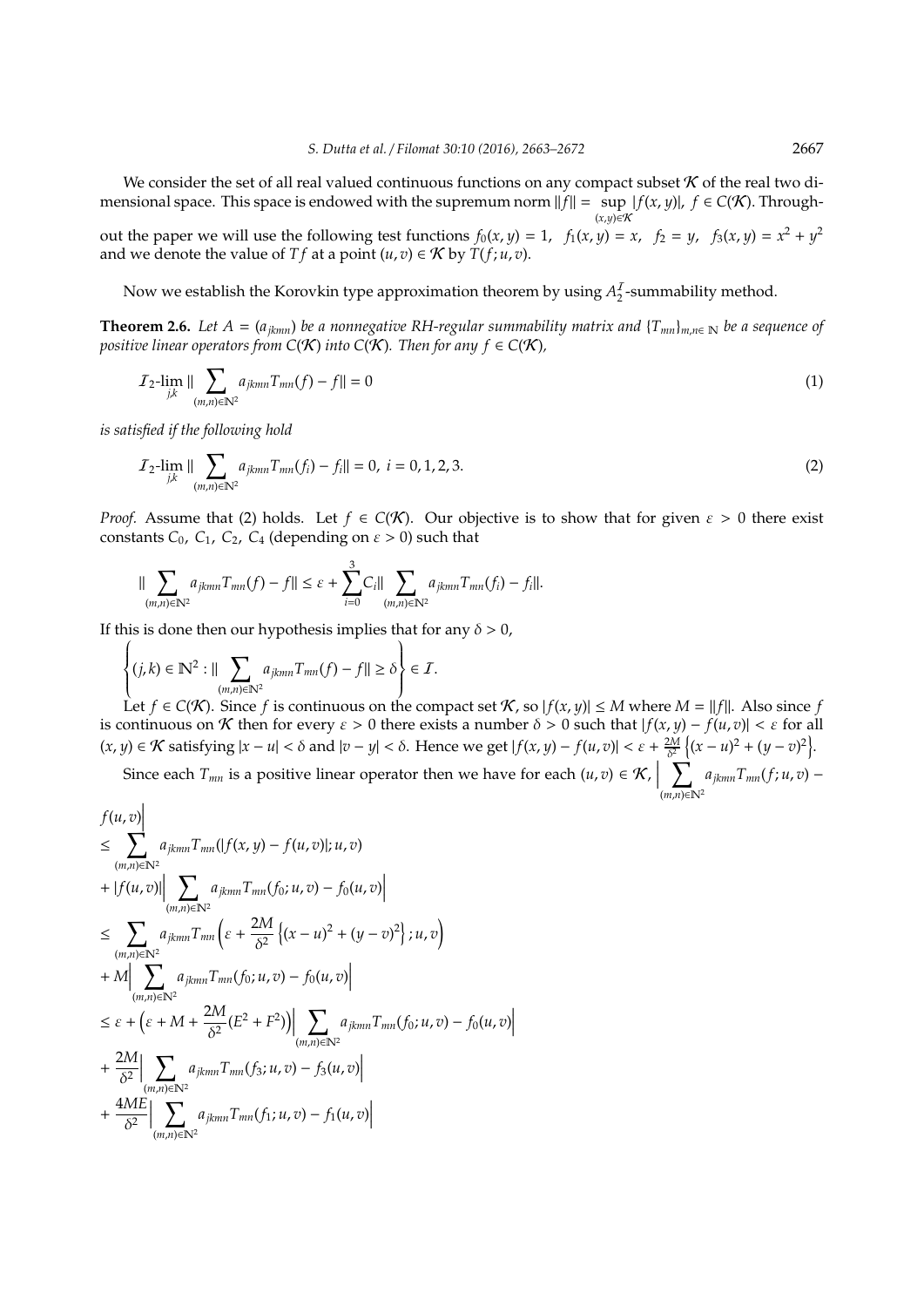We consider the set of all real valued continuous functions on any compact subset $\mathcal{K}$ of the real two dimensional space. This space is endowed with the supremum norm $\|f\| = \sup_{(x,y)\in\mathcal{K}} |f(x,y)|,\ f \in C(\mathcal{K})$. Throughout the paper we will use the following test functions $f_0(x,y) = 1,\ \ f_1(x,y) = x,\ \ f_2 = y,\ \ f_3(x,y) = x^2 + y^2$ and we denote the value of $Tf$ at a point $(u,v) \in \mathcal{K}$ by $T(f;u,v)$.

Now we establish the Korovkin type approximation theorem by using $A_2^{\mathcal{I}}$-summability method.

**Theorem 2.6.** *Let $A = (a_{jkmn})$ be a nonnegative RH-regular summability matrix and $\{T_{mn}\}_{m,n\in\mathbb{N}}$ be a sequence of positive linear operators from $C(\mathcal{K})$ into $C(\mathcal{K})$. Then for any $f \in C(\mathcal{K})$,*

$$\mathcal{I}_2\text{-}\lim_{j,k} \| \sum_{(m,n)\in\mathbb{N}^2} a_{jkmn} T_{mn}(f) - f\| = 0 \tag{1}$$

*is satisfied if the following hold*

$$\mathcal{I}_2\text{-}\lim_{j,k} \| \sum_{(m,n)\in\mathbb{N}^2} a_{jkmn} T_{mn}(f_i) - f_i\| = 0,\ i = 0,1,2,3. \tag{2}$$

*Proof.* Assume that (2) holds. Let $f \in C(\mathcal{K})$. Our objective is to show that for given $\varepsilon > 0$ there exist constants $C_0,\ C_1,\ C_2,\ C_4$ (depending on $\varepsilon > 0$) such that

$$\| \sum_{(m,n)\in\mathbb{N}^2} a_{jkmn} T_{mn}(f) - f\| \leq \varepsilon + \sum_{i=0}^{3} C_i \| \sum_{(m,n)\in\mathbb{N}^2} a_{jkmn} T_{mn}(f_i) - f_i\|.$$

If this is done then our hypothesis implies that for any $\delta > 0$,

$$\left\{ (j,k) \in \mathbb{N}^2 : \| \sum_{(m,n)\in\mathbb{N}^2} a_{jkmn} T_{mn}(f) - f\| \geq \delta \right\} \in \mathcal{I}.$$

Let $f \in C(\mathcal{K})$. Since $f$ is continuous on the compact set $\mathcal{K}$, so $|f(x,y)| \leq M$ where $M = \|f\|$. Also since $f$ is continuous on $\mathcal{K}$ then for every $\varepsilon > 0$ there exists a number $\delta > 0$ such that $|f(x,y) - f(u,v)| < \varepsilon$ for all $(x,y) \in \mathcal{K}$ satisfying $|x-u| < \delta$ and $|v - y| < \delta$. Hence we get $|f(x,y) - f(u,v)| < \varepsilon + \frac{2M}{\delta^2}\left\{(x-u)^2 + (y-v)^2\right\}$.

Since each $T_{mn}$ is a positive linear operator then we have for each $(u,v) \in \mathcal{K}$, $\Big| \sum_{(m,n)\in\mathbb{N}^2} a_{jkmn} T_{mn}(f;u,v) - f(u,v)\Big|$

$$
\begin{aligned}
&\leq \sum_{(m,n)\in\mathbb{N}^2} a_{jkmn} T_{mn}(|f(x,y) - f(u,v)|; u,v) \\
&+ |f(u,v)| \Big| \sum_{(m,n)\in\mathbb{N}^2} a_{jkmn} T_{mn}(f_0;u,v) - f_0(u,v)\Big| \\
&\leq \sum_{(m,n)\in\mathbb{N}^2} a_{jkmn} T_{mn}\left(\varepsilon + \frac{2M}{\delta^2}\left\{(x-u)^2 + (y-v)^2\right\}; u,v\right) \\
&+ M \Big| \sum_{(m,n)\in\mathbb{N}^2} a_{jkmn} T_{mn}(f_0;u,v) - f_0(u,v)\Big| \\
&\leq \varepsilon + \left(\varepsilon + M + \frac{2M}{\delta^2}(E^2 + F^2)\right) \Big| \sum_{(m,n)\in\mathbb{N}^2} a_{jkmn} T_{mn}(f_0;u,v) - f_0(u,v)\Big| \\
&+ \frac{2M}{\delta^2} \Big| \sum_{(m,n)\in\mathbb{N}^2} a_{jkmn} T_{mn}(f_3;u,v) - f_3(u,v)\Big| \\
&+ \frac{4ME}{\delta^2} \Big| \sum_{(m,n)\in\mathbb{N}^2} a_{jkmn} T_{mn}(f_1;u,v) - f_1(u,v)\Big|
\end{aligned}
$$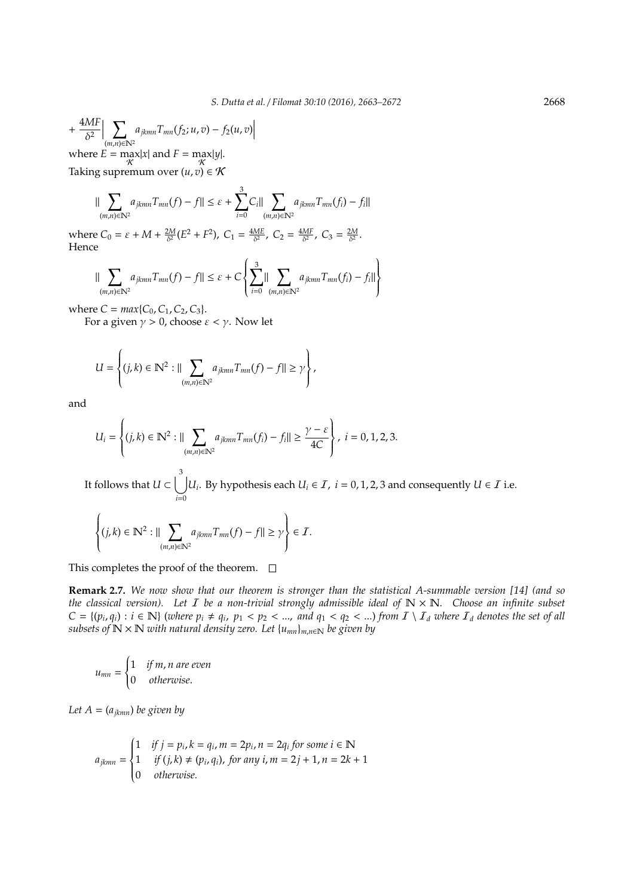$$+\frac{4MF}{\delta^2}\Big|\sum_{(m,n)\in\mathbb{N}^2} a_{jkmn}T_{mn}(f_2;u,v)-f_2(u,v)\Big|$$

where $E=\max_{\mathcal{K}}|x|$ and $F=\max_{\mathcal{K}}|y|$.
Taking supremum over $(u,v)\in\mathcal{K}$

$$\|\sum_{(m,n)\in\mathbb{N}^2} a_{jkmn}T_{mn}(f)-f\|\leq \varepsilon+\sum_{i=0}^{3}C_i\|\sum_{(m,n)\in\mathbb{N}^2} a_{jkmn}T_{mn}(f_i)-f_i\|$$

where $C_0=\varepsilon+M+\frac{2M}{\delta^2}(E^2+F^2)$, $C_1=\frac{4ME}{\delta^2}$, $C_2=\frac{4MF}{\delta^2}$, $C_3=\frac{2M}{\delta^2}$.
Hence

$$\|\sum_{(m,n)\in\mathbb{N}^2} a_{jkmn}T_{mn}(f)-f\|\leq \varepsilon+C\left\{\sum_{i=0}^{3}\|\sum_{(m,n)\in\mathbb{N}^2} a_{jkmn}T_{mn}(f_i)-f_i\|\right\}$$

where $C=max\{C_0,C_1,C_2,C_3\}$.

For a given $\gamma>0$, choose $\varepsilon<\gamma$. Now let

$$U=\left\{(j,k)\in\mathbb{N}^2:\|\sum_{(m,n)\in\mathbb{N}^2} a_{jkmn}T_{mn}(f)-f\|\geq\gamma\right\},$$

and

$$U_i=\left\{(j,k)\in\mathbb{N}^2:\|\sum_{(m,n)\in\mathbb{N}^2} a_{jkmn}T_{mn}(f_i)-f_i\|\geq\frac{\gamma-\varepsilon}{4C}\right\},\ i=0,1,2,3.$$

It follows that $U\subset\bigcup_{i=0}^{3}U_i$. By hypothesis each $U_i\in\mathcal{I}$, $i=0,1,2,3$ and consequently $U\in\mathcal{I}$ i.e.

$$\left\{(j,k)\in\mathbb{N}^2:\|\sum_{(m,n)\in\mathbb{N}^2} a_{jkmn}T_{mn}(f)-f\|\geq\gamma\right\}\in\mathcal{I}.$$

This completes the proof of the theorem. □

**Remark 2.7.** *We now show that our theorem is stronger than the statistical A-summable version [14] (and so the classical version). Let $\mathcal{I}$ be a non-trivial strongly admissible ideal of $\mathbb{N}\times\mathbb{N}$. Choose an infinite subset $C=\{(p_i,q_i):i\in\mathbb{N}\}$ (where $p_i\neq q_i$, $p_1<p_2<...$, and $q_1<q_2<...$) from $\mathcal{I}\setminus\mathcal{I}_d$ where $\mathcal{I}_d$ denotes the set of all subsets of $\mathbb{N}\times\mathbb{N}$ with natural density zero. Let $\{u_{mn}\}_{m,n\in\mathbb{N}}$ be given by*

$$u_{mn}=\begin{cases}1 & \text{if } m,n \text{ are even}\\ 0 & \text{otherwise.}\end{cases}$$

*Let $A=(a_{jkmn})$ be given by*

$$a_{jkmn}=\begin{cases}1 & \text{if } j=p_i,k=q_i,m=2p_i,n=2q_i \text{ for some } i\in\mathbb{N}\\ 1 & \text{if } (j,k)\neq(p_i,q_i), \text{ for any } i, m=2j+1,n=2k+1\\ 0 & \text{otherwise.}\end{cases}$$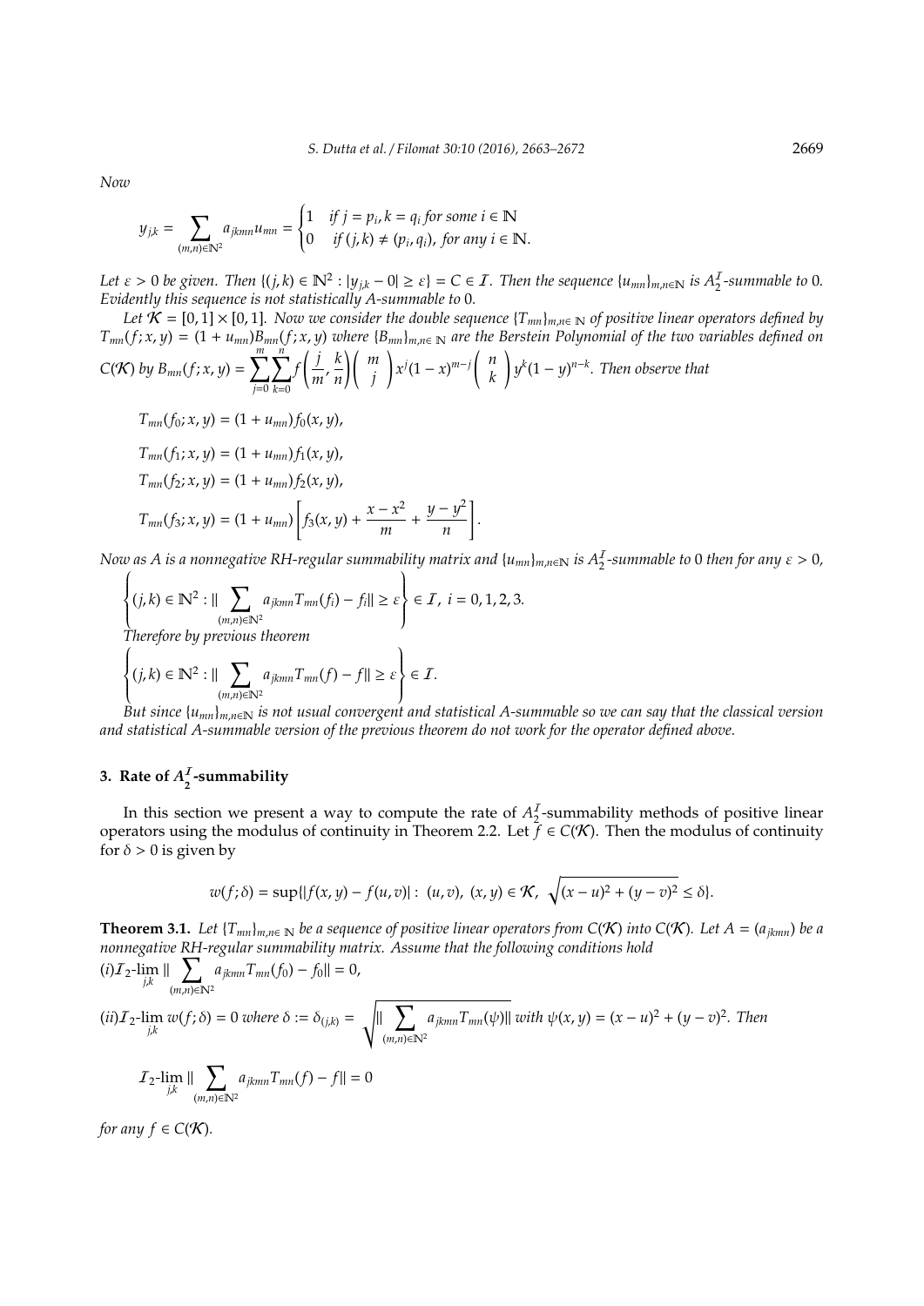*Now*

$$y_{j,k} = \sum_{(m,n)\in\mathbb{N}^2} a_{jkmn}u_{mn} = \begin{cases} 1 & \text{if } j = p_i, k = q_i \text{ for some } i \in \mathbb{N} \\ 0 & \text{if } (j,k) \neq (p_i, q_i), \text{ for any } i \in \mathbb{N}. \end{cases}$$

*Let $\varepsilon > 0$ be given. Then $\{(j,k) \in \mathbb{N}^2 : |y_{j,k} - 0| \geq \varepsilon\} = C \in \mathcal{I}$. Then the sequence $\{u_{mn}\}_{m,n\in\mathbb{N}}$ is $A_2^{\mathcal{I}}$-summable to 0. Evidently this sequence is not statistically A-summable to 0.*

*Let $\mathcal{K} = [0,1]\times[0,1]$. Now we consider the double sequence $\{T_{mn}\}_{m,n\in\mathbb{N}}$ of positive linear operators defined by $T_{mn}(f;x,y) = (1+u_{mn})B_{mn}(f;x,y)$ where $\{B_{mn}\}_{m,n\in\mathbb{N}}$ are the Berstein Polynomial of the two variables defined on $C(\mathcal{K})$ by $B_{mn}(f;x,y) = \sum_{j=0}^{m}\sum_{k=0}^{n} f\left(\frac{j}{m},\frac{k}{n}\right)\binom{m}{j}x^j(1-x)^{m-j}\binom{n}{k}y^k(1-y)^{n-k}$. Then observe that*

$$T_{mn}(f_0;x,y) = (1+u_{mn})f_0(x,y),$$

$$T_{mn}(f_1;x,y) = (1+u_{mn})f_1(x,y),$$

$$T_{mn}(f_2;x,y) = (1+u_{mn})f_2(x,y),$$

$$T_{mn}(f_3;x,y) = (1+u_{mn})\left[f_3(x,y) + \frac{x-x^2}{m} + \frac{y-y^2}{n}\right].$$

*Now as A is a nonnegative RH-regular summability matrix and $\{u_{mn}\}_{m,n\in\mathbb{N}}$ is $A_2^{\mathcal{I}}$-summable to 0 then for any $\varepsilon > 0$,*

$$\left\{(j,k)\in\mathbb{N}^2 : \|\sum_{(m,n)\in\mathbb{N}^2} a_{jkmn}T_{mn}(f_i) - f_i\| \geq \varepsilon\right\} \in \mathcal{I},\ i = 0,1,2,3.$$

*Therefore by previous theorem*

$$\left\{(j,k)\in\mathbb{N}^2 : \|\sum_{(m,n)\in\mathbb{N}^2} a_{jkmn}T_{mn}(f) - f\| \geq \varepsilon\right\} \in \mathcal{I}.$$

*But since $\{u_{mn}\}_{m,n\in\mathbb{N}}$ is not usual convergent and statistical A-summable so we can say that the classical version and statistical A-summable version of the previous theorem do not work for the operator defined above.*

## 3. Rate of $A_2^{\mathcal{I}}$-summability

In this section we present a way to compute the rate of $A_2^{\mathcal{I}}$-summability methods of positive linear operators using the modulus of continuity in Theorem 2.2. Let $f \in C(\mathcal{K})$. Then the modulus of continuity for $\delta > 0$ is given by

$$w(f;\delta) = \sup\{|f(x,y) - f(u,v)| : (u,v),\ (x,y)\in\mathcal{K},\ \sqrt{(x-u)^2+(y-v)^2} \leq \delta\}.$$

**Theorem 3.1.** *Let $\{T_{mn}\}_{m,n\in\mathbb{N}}$ be a sequence of positive linear operators from $C(\mathcal{K})$ into $C(\mathcal{K})$. Let $A = (a_{jkmn})$ be a nonnegative RH-regular summability matrix. Assume that the following conditions hold*

*(i)* $\mathcal{I}_2\text{-}\lim_{j,k} \|\sum_{(m,n)\in\mathbb{N}^2} a_{jkmn}T_{mn}(f_0) - f_0\| = 0,$

*(ii)* $\mathcal{I}_2\text{-}\lim_{j,k} w(f;\delta) = 0$ *where* $\delta := \delta_{(j,k)} = \sqrt{\|\sum_{(m,n)\in\mathbb{N}^2} a_{jkmn}T_{mn}(\psi)\|}$ *with* $\psi(x,y) = (x-u)^2 + (y-v)^2$. *Then*

$$\mathcal{I}_2\text{-}\lim_{j,k} \|\sum_{(m,n)\in\mathbb{N}^2} a_{jkmn}T_{mn}(f) - f\| = 0$$

*for any $f \in C(\mathcal{K})$.*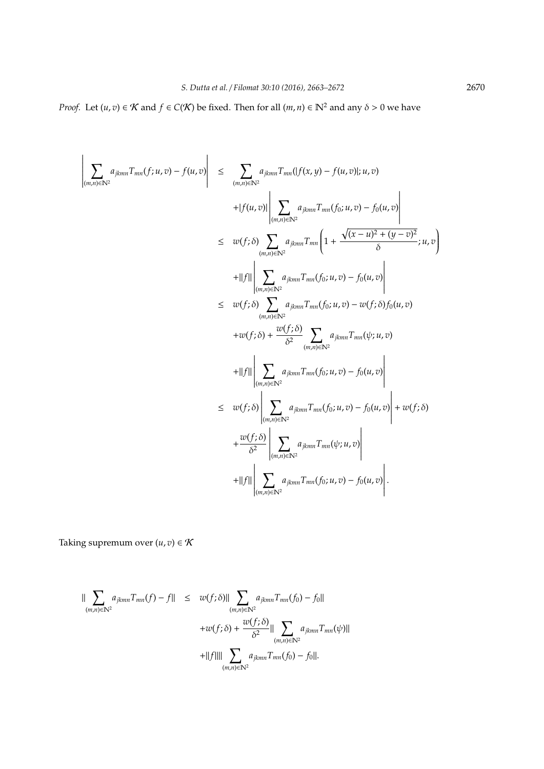*Proof.* Let $(u,v) \in \mathcal{K}$ and $f \in C(\mathcal{K})$ be fixed. Then for all $(m,n) \in \mathbb{N}^2$ and any $\delta > 0$ we have

$$
\begin{aligned}
\left| \sum_{(m,n)\in\mathbb{N}^2} a_{jkmn} T_{mn}(f;u,v) - f(u,v) \right| &\leq \sum_{(m,n)\in\mathbb{N}^2} a_{jkmn} T_{mn}(|f(x,y) - f(u,v)|;u,v) \\
&\quad + |f(u,v)| \left| \sum_{(m,n)\in\mathbb{N}^2} a_{jkmn} T_{mn}(f_0;u,v) - f_0(u,v) \right| \\
&\leq w(f;\delta) \sum_{(m,n)\in\mathbb{N}^2} a_{jkmn} T_{mn} \left( 1 + \frac{\sqrt{(x-u)^2 + (y-v)^2}}{\delta}; u,v \right) \\
&\quad + \|f\| \left| \sum_{(m,n)\in\mathbb{N}^2} a_{jkmn} T_{mn}(f_0;u,v) - f_0(u,v) \right| \\
&\leq w(f;\delta) \sum_{(m,n)\in\mathbb{N}^2} a_{jkmn} T_{mn}(f_0;u,v) - w(f;\delta) f_0(u,v) \\
&\quad + w(f;\delta) + \frac{w(f;\delta)}{\delta^2} \sum_{(m,n)\in\mathbb{N}^2} a_{jkmn} T_{mn}(\psi;u,v) \\
&\quad + \|f\| \left| \sum_{(m,n)\in\mathbb{N}^2} a_{jkmn} T_{mn}(f_0;u,v) - f_0(u,v) \right| \\
&\leq w(f;\delta) \left| \sum_{(m,n)\in\mathbb{N}^2} a_{jkmn} T_{mn}(f_0;u,v) - f_0(u,v) \right| + w(f;\delta) \\
&\quad + \frac{w(f;\delta)}{\delta^2} \left| \sum_{(m,n)\in\mathbb{N}^2} a_{jkmn} T_{mn}(\psi;u,v) \right| \\
&\quad + \|f\| \left| \sum_{(m,n)\in\mathbb{N}^2} a_{jkmn} T_{mn}(f_0;u,v) - f_0(u,v) \right|.
\end{aligned}
$$

Taking supremum over $(u,v) \in \mathcal{K}$

$$
\begin{aligned}
\| \sum_{(m,n)\in\mathbb{N}^2} a_{jkmn} T_{mn}(f) - f \| &\leq w(f;\delta) \| \sum_{(m,n)\in\mathbb{N}^2} a_{jkmn} T_{mn}(f_0) - f_0 \| \\
&\quad + w(f;\delta) + \frac{w(f;\delta)}{\delta^2} \| \sum_{(m,n)\in\mathbb{N}^2} a_{jkmn} T_{mn}(\psi) \| \\
&\quad + \|f\| \| \sum_{(m,n)\in\mathbb{N}^2} a_{jkmn} T_{mn}(f_0) - f_0 \|.
\end{aligned}
$$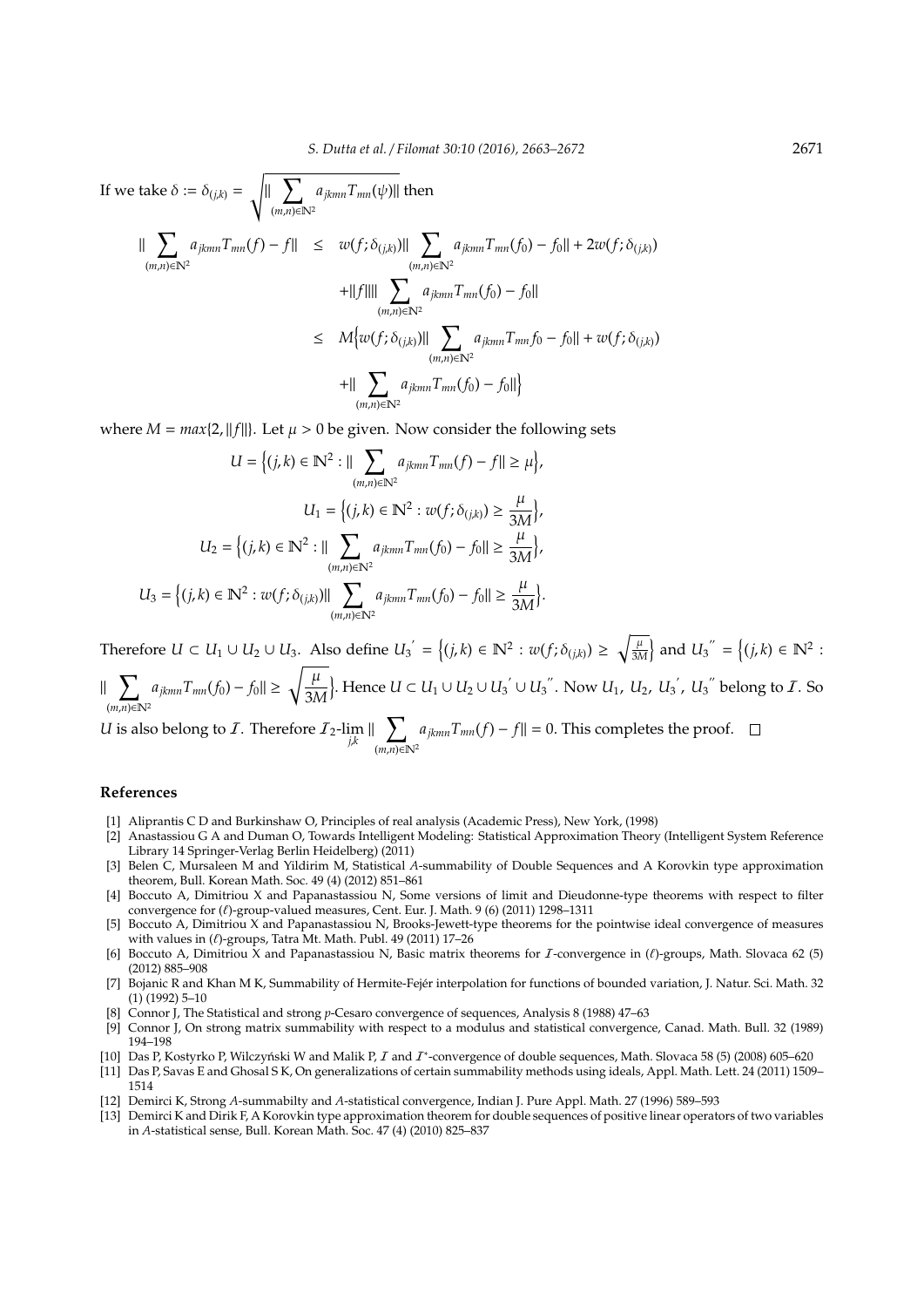If we take $\delta := \delta_{(j,k)} = \sqrt{\| \sum_{(m,n)\in\mathbb{N}^2} a_{jkmn} T_{mn}(\psi)\|}$ then

$$
\begin{aligned}
\| \sum_{(m,n)\in\mathbb{N}^2} a_{jkmn} T_{mn}(f) - f\| &\leq w(f;\delta_{(j,k)})\| \sum_{(m,n)\in\mathbb{N}^2} a_{jkmn} T_{mn}(f_0) - f_0\| + 2w(f;\delta_{(j,k)}) \\
&\quad + \|f\|\| \sum_{(m,n)\in\mathbb{N}^2} a_{jkmn} T_{mn}(f_0) - f_0\| \\
&\leq M\Big\{w(f;\delta_{(j,k)})\| \sum_{(m,n)\in\mathbb{N}^2} a_{jkmn} T_{mn} f_0 - f_0\| + w(f;\delta_{(j,k)}) \\
&\quad + \| \sum_{(m,n)\in\mathbb{N}^2} a_{jkmn} T_{mn}(f_0) - f_0\|\Big\}
\end{aligned}
$$

where $M = max\{2, \|f\|\}$. Let $\mu > 0$ be given. Now consider the following sets

$$U = \Big\{(j,k) \in \mathbb{N}^2 : \| \sum_{(m,n)\in\mathbb{N}^2} a_{jkmn} T_{mn}(f) - f\| \geq \mu\Big\},$$

$$U_1 = \Big\{(j,k) \in \mathbb{N}^2 : w(f;\delta_{(j,k)}) \geq \frac{\mu}{3M}\Big\},$$

$$U_2 = \Big\{(j,k) \in \mathbb{N}^2 : \| \sum_{(m,n)\in\mathbb{N}^2} a_{jkmn} T_{mn}(f_0) - f_0\| \geq \frac{\mu}{3M}\Big\},$$

$$U_3 = \Big\{(j,k) \in \mathbb{N}^2 : w(f;\delta_{(j,k)})\| \sum_{(m,n)\in\mathbb{N}^2} a_{jkmn} T_{mn}(f_0) - f_0\| \geq \frac{\mu}{3M}\Big\}.$$

Therefore $U \subset U_1 \cup U_2 \cup U_3$. Also define $U_3^{'} = \Big\{(j,k) \in \mathbb{N}^2 : w(f;\delta_{(j,k)}) \geq \sqrt{\frac{\mu}{3M}}\Big\}$ and $U_3^{''} = \Big\{(j,k) \in \mathbb{N}^2 : \| \sum_{(m,n)\in\mathbb{N}^2} a_{jkmn} T_{mn}(f_0) - f_0\| \geq \sqrt{\frac{\mu}{3M}}\Big\}$. Hence $U \subset U_1 \cup U_2 \cup U_3^{'} \cup U_3^{''}$. Now $U_1$, $U_2$, $U_3^{'}$, $U_3^{''}$ belong to $\mathcal{I}$. So $U$ is also belong to $\mathcal{I}$. Therefore $\mathcal{I}_2\text{-}\lim_{j,k} \| \sum_{(m,n)\in\mathbb{N}^2} a_{jkmn} T_{mn}(f) - f\| = 0$. This completes the proof. □

## References

[1] Aliprantis C D and Burkinshaw O, Principles of real analysis (Academic Press), New York, (1998)

[2] Anastassiou G A and Duman O, Towards Intelligent Modeling: Statistical Approximation Theory (Intelligent System Reference Library 14 Springer-Verlag Berlin Heidelberg) (2011)

[3] Belen C, Mursaleen M and Yildirim M, Statistical *A*-summability of Double Sequences and A Korovkin type approximation theorem, Bull. Korean Math. Soc. 49 (4) (2012) 851–861

[4] Boccuto A, Dimitriou X and Papanastassiou N, Some versions of limit and Dieudonne-type theorems with respect to filter convergence for ($\ell$)-group-valued measures, Cent. Eur. J. Math. 9 (6) (2011) 1298–1311

[5] Boccuto A, Dimitriou X and Papanastassiou N, Brooks-Jewett-type theorems for the pointwise ideal convergence of measures with values in ($\ell$)-groups, Tatra Mt. Math. Publ. 49 (2011) 17–26

[6] Boccuto A, Dimitriou X and Papanastassiou N, Basic matrix theorems for $\mathcal{I}$-convergence in ($\ell$)-groups, Math. Slovaca 62 (5) (2012) 885–908

[7] Bojanic R and Khan M K, Summability of Hermite-Fejér interpolation for functions of bounded variation, J. Natur. Sci. Math. 32 (1) (1992) 5–10

[8] Connor J, The Statistical and strong *p*-Cesaro convergence of sequences, Analysis 8 (1988) 47–63

[9] Connor J, On strong matrix summability with respect to a modulus and statistical convergence, Canad. Math. Bull. 32 (1989) 194–198

[10] Das P, Kostyrko P, Wilczyński W and Malik P, $\mathcal{I}$ and $\mathcal{I}^*$-convergence of double sequences, Math. Slovaca 58 (5) (2008) 605–620

[11] Das P, Savas E and Ghosal S K, On generalizations of certain summability methods using ideals, Appl. Math. Lett. 24 (2011) 1509–1514

[12] Demirci K, Strong *A*-summabilty and *A*-statistical convergence, Indian J. Pure Appl. Math. 27 (1996) 589–593

[13] Demirci K and Dirik F, A Korovkin type approximation theorem for double sequences of positive linear operators of two variables in *A*-statistical sense, Bull. Korean Math. Soc. 47 (4) (2010) 825–837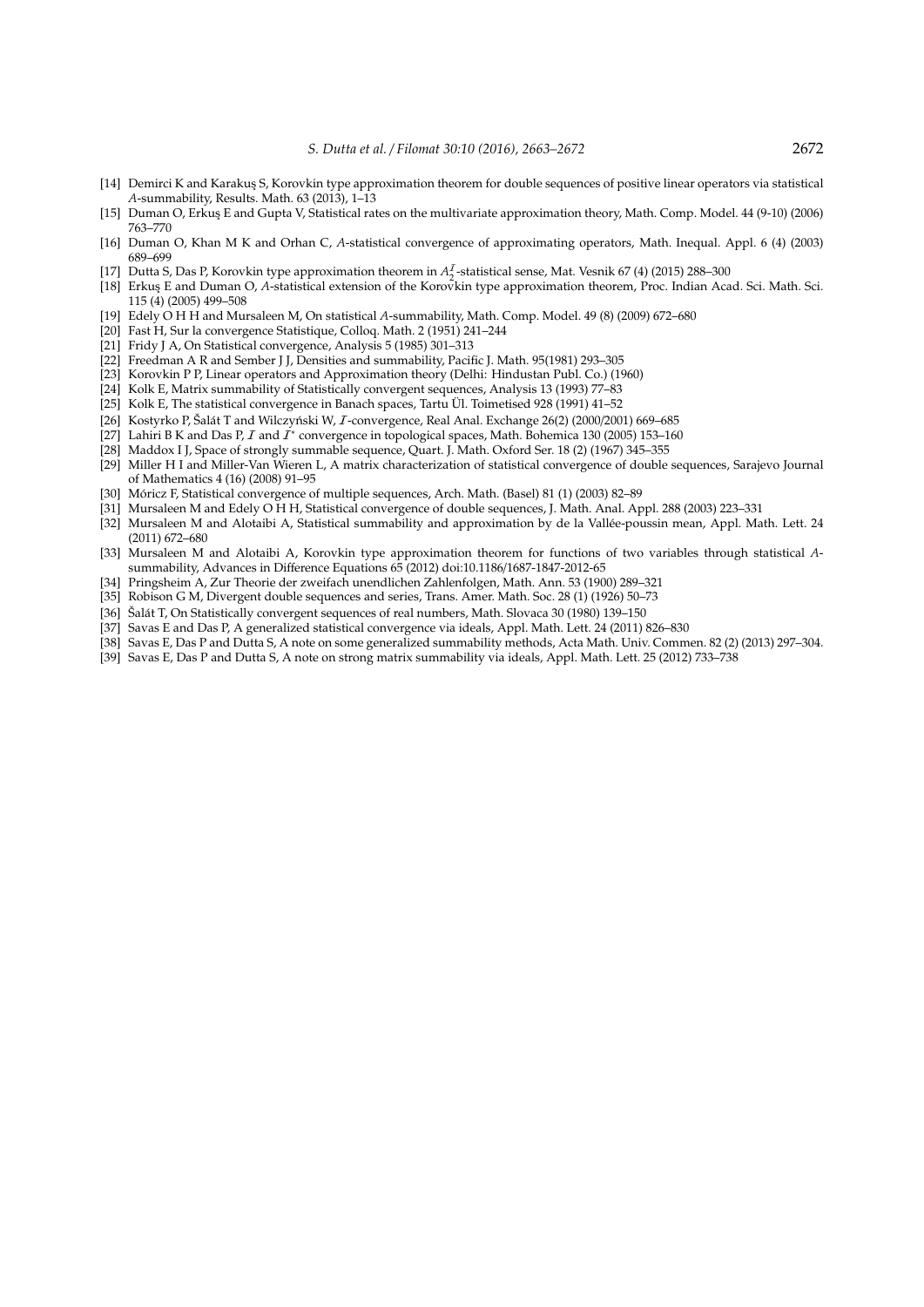[14] Demirci K and Karakuş S, Korovkin type approximation theorem for double sequences of positive linear operators via statistical $A$-summability, Results. Math. 63 (2013), 1–13

[15] Duman O, Erkuş E and Gupta V, Statistical rates on the multivariate approximation theory, Math. Comp. Model. 44 (9-10) (2006) 763–770

[16] Duman O, Khan M K and Orhan C, $A$-statistical convergence of approximating operators, Math. Inequal. Appl. 6 (4) (2003) 689–699

[17] Dutta S, Das P, Korovkin type approximation theorem in $A_2^{\mathcal{I}}$-statistical sense, Mat. Vesnik 67 (4) (2015) 288–300

[18] Erkuş E and Duman O, $A$-statistical extension of the Korovkin type approximation theorem, Proc. Indian Acad. Sci. Math. Sci. 115 (4) (2005) 499–508

[19] Edely O H H and Mursaleen M, On statistical $A$-summability, Math. Comp. Model. 49 (8) (2009) 672–680

[20] Fast H, Sur la convergence Statistique, Colloq. Math. 2 (1951) 241–244

[21] Fridy J A, On Statistical convergence, Analysis 5 (1985) 301–313

[22] Freedman A R and Sember J J, Densities and summability, Pacific J. Math. 95(1981) 293–305

[23] Korovkin P P, Linear operators and Approximation theory (Delhi: Hindustan Publ. Co.) (1960)

[24] Kolk E, Matrix summability of Statistically convergent sequences, Analysis 13 (1993) 77–83

[25] Kolk E, The statistical convergence in Banach spaces, Tartu Ül. Toimetised 928 (1991) 41–52

[26] Kostyrko P, Šalát T and Wilczyński W, $\mathcal{I}$-convergence, Real Anal. Exchange 26(2) (2000/2001) 669–685

[27] Lahiri B K and Das P, $\mathcal{I}$ and $\mathcal{I}^*$ convergence in topological spaces, Math. Bohemica 130 (2005) 153–160

[28] Maddox I J, Space of strongly summable sequence, Quart. J. Math. Oxford Ser. 18 (2) (1967) 345–355

[29] Miller H I and Miller-Van Wieren L, A matrix characterization of statistical convergence of double sequences, Sarajevo Journal of Mathematics 4 (16) (2008) 91–95

[30] Móricz F, Statistical convergence of multiple sequences, Arch. Math. (Basel) 81 (1) (2003) 82–89

[31] Mursaleen M and Edely O H H, Statistical convergence of double sequences, J. Math. Anal. Appl. 288 (2003) 223–331

[32] Mursaleen M and Alotaibi A, Statistical summability and approximation by de la Vallée-poussin mean, Appl. Math. Lett. 24 (2011) 672–680

[33] Mursaleen M and Alotaibi A, Korovkin type approximation theorem for functions of two variables through statistical $A$-summability, Advances in Difference Equations 65 (2012) doi:10.1186/1687-1847-2012-65

[34] Pringsheim A, Zur Theorie der zweifach unendlichen Zahlenfolgen, Math. Ann. 53 (1900) 289–321

[35] Robison G M, Divergent double sequences and series, Trans. Amer. Math. Soc. 28 (1) (1926) 50–73

[36] Šalát T, On Statistically convergent sequences of real numbers, Math. Slovaca 30 (1980) 139–150

[37] Savas E and Das P, A generalized statistical convergence via ideals, Appl. Math. Lett. 24 (2011) 826–830

[38] Savas E, Das P and Dutta S, A note on some generalized summability methods, Acta Math. Univ. Commen. 82 (2) (2013) 297–304.

[39] Savas E, Das P and Dutta S, A note on strong matrix summability via ideals, Appl. Math. Lett. 25 (2012) 733–738